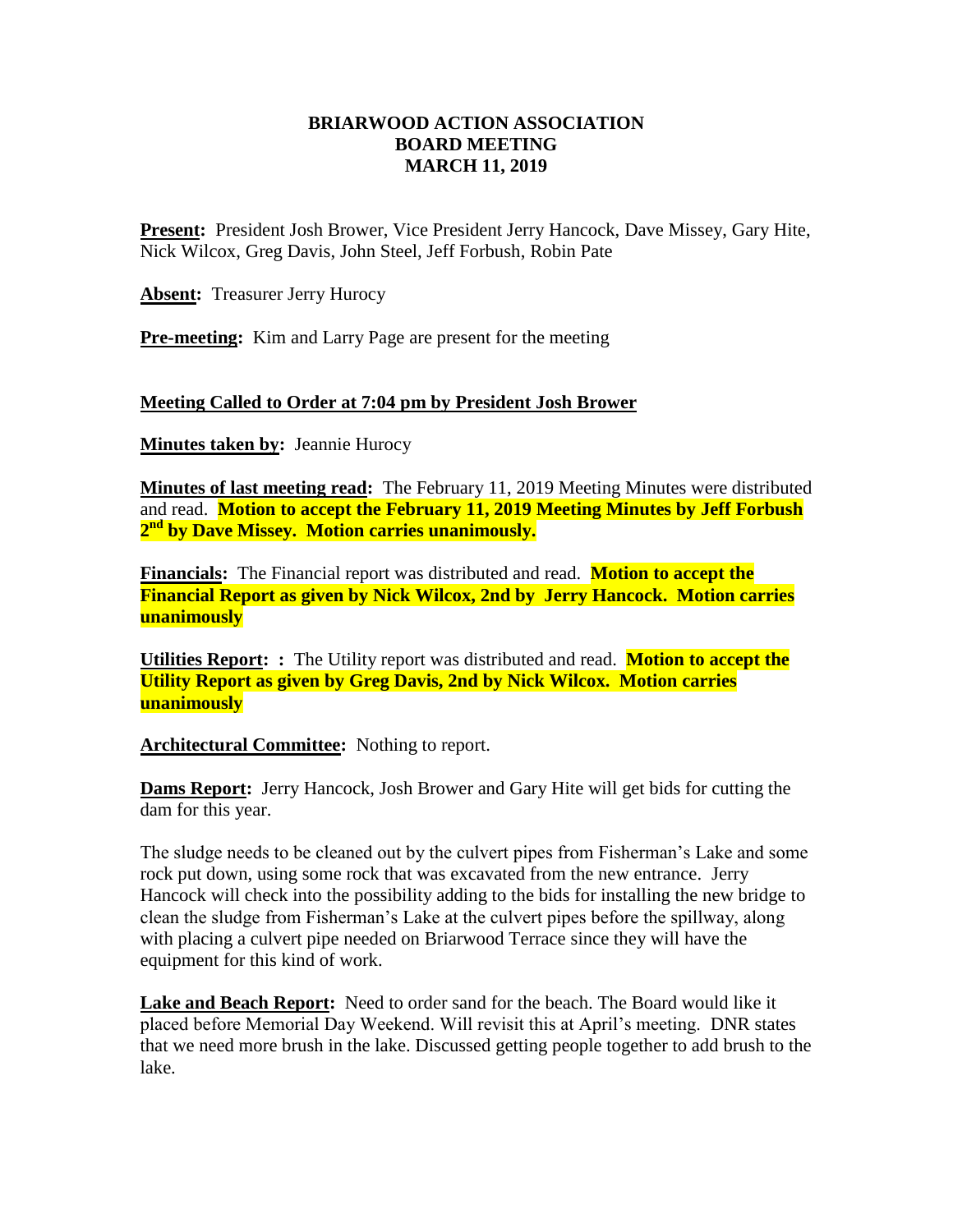# BRIARWOOD ACTION ASSOCIATION
## BOARD MEETING
## MARCH 11, 2019

**Present:** President Josh Brower, Vice President Jerry Hancock, Dave Missey, Gary Hite, Nick Wilcox, Greg Davis, John Steel, Jeff Forbush, Robin Pate

**Absent:** Treasurer Jerry Hurocy

**Pre-meeting:** Kim and Larry Page are present for the meeting

**Meeting Called to Order at 7:04 pm by President Josh Brower**

**Minutes taken by:** Jeannie Hurocy

**Minutes of last meeting read:** The February 11, 2019 Meeting Minutes were distributed and read. **Motion to accept the February 11, 2019 Meeting Minutes by Jeff Forbush 2nd by Dave Missey. Motion carries unanimously.**

**Financials:** The Financial report was distributed and read. **Motion to accept the Financial Report as given by Nick Wilcox, 2nd by Jerry Hancock. Motion carries unanimously**

**Utilities Report: :** The Utility report was distributed and read. **Motion to accept the Utility Report as given by Greg Davis, 2nd by Nick Wilcox. Motion carries unanimously**

**Architectural Committee:** Nothing to report.

**Dams Report:** Jerry Hancock, Josh Brower and Gary Hite will get bids for cutting the dam for this year.

The sludge needs to be cleaned out by the culvert pipes from Fisherman's Lake and some rock put down, using some rock that was excavated from the new entrance. Jerry Hancock will check into the possibility adding to the bids for installing the new bridge to clean the sludge from Fisherman's Lake at the culvert pipes before the spillway, along with placing a culvert pipe needed on Briarwood Terrace since they will have the equipment for this kind of work.

**Lake and Beach Report:** Need to order sand for the beach. The Board would like it placed before Memorial Day Weekend. Will revisit this at April's meeting. DNR states that we need more brush in the lake. Discussed getting people together to add brush to the lake.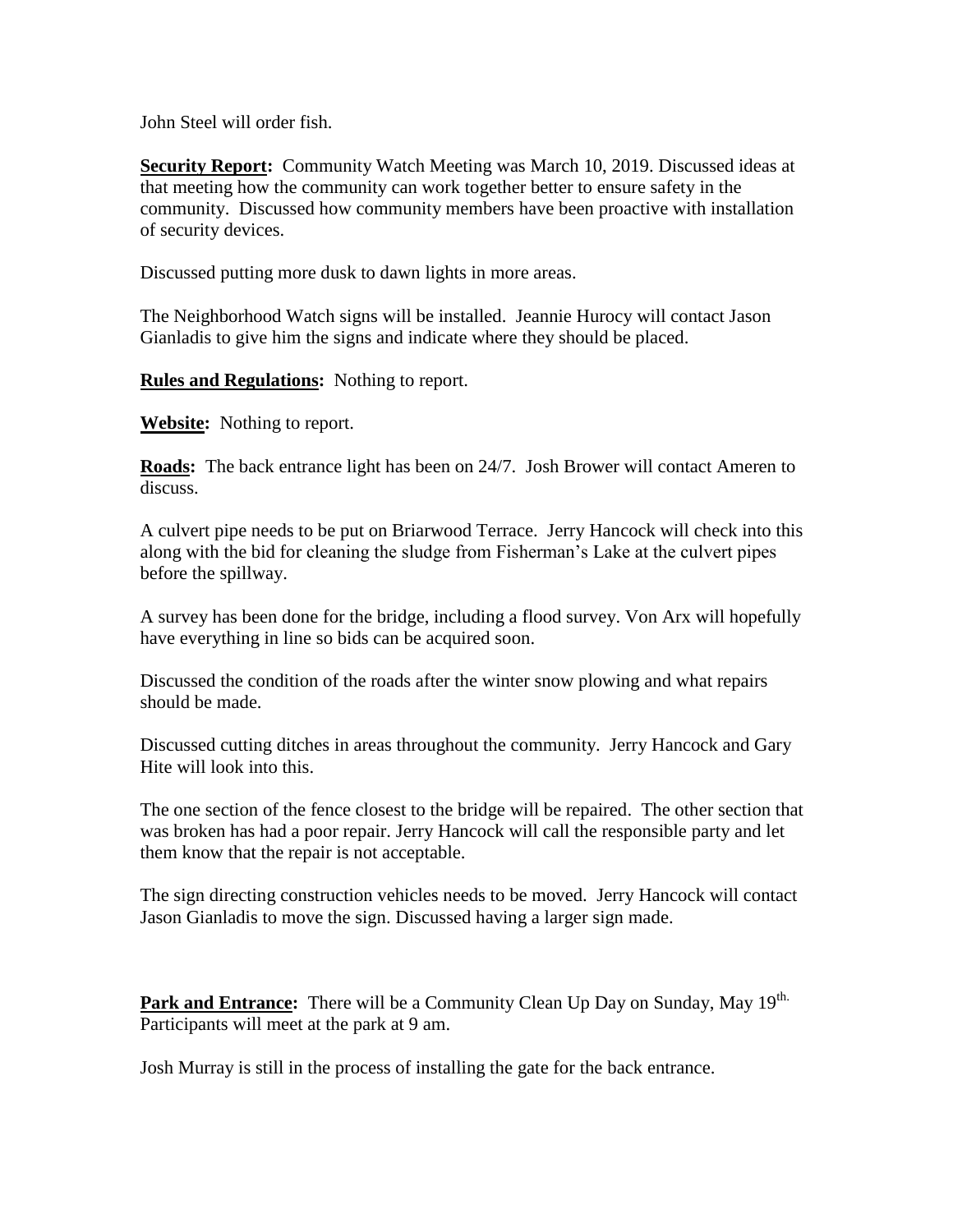John Steel will order fish.

**Security Report:** Community Watch Meeting was March 10, 2019. Discussed ideas at that meeting how the community can work together better to ensure safety in the community. Discussed how community members have been proactive with installation of security devices.

Discussed putting more dusk to dawn lights in more areas.

The Neighborhood Watch signs will be installed. Jeannie Hurocy will contact Jason Gianladis to give him the signs and indicate where they should be placed.

**Rules and Regulations:** Nothing to report.

**Website:** Nothing to report.

**Roads:** The back entrance light has been on 24/7. Josh Brower will contact Ameren to discuss.

A culvert pipe needs to be put on Briarwood Terrace. Jerry Hancock will check into this along with the bid for cleaning the sludge from Fisherman's Lake at the culvert pipes before the spillway.

A survey has been done for the bridge, including a flood survey. Von Arx will hopefully have everything in line so bids can be acquired soon.

Discussed the condition of the roads after the winter snow plowing and what repairs should be made.

Discussed cutting ditches in areas throughout the community. Jerry Hancock and Gary Hite will look into this.

The one section of the fence closest to the bridge will be repaired. The other section that was broken has had a poor repair. Jerry Hancock will call the responsible party and let them know that the repair is not acceptable.

The sign directing construction vehicles needs to be moved. Jerry Hancock will contact Jason Gianladis to move the sign. Discussed having a larger sign made.

**Park and Entrance:** There will be a Community Clean Up Day on Sunday, May 19th. Participants will meet at the park at 9 am.

Josh Murray is still in the process of installing the gate for the back entrance.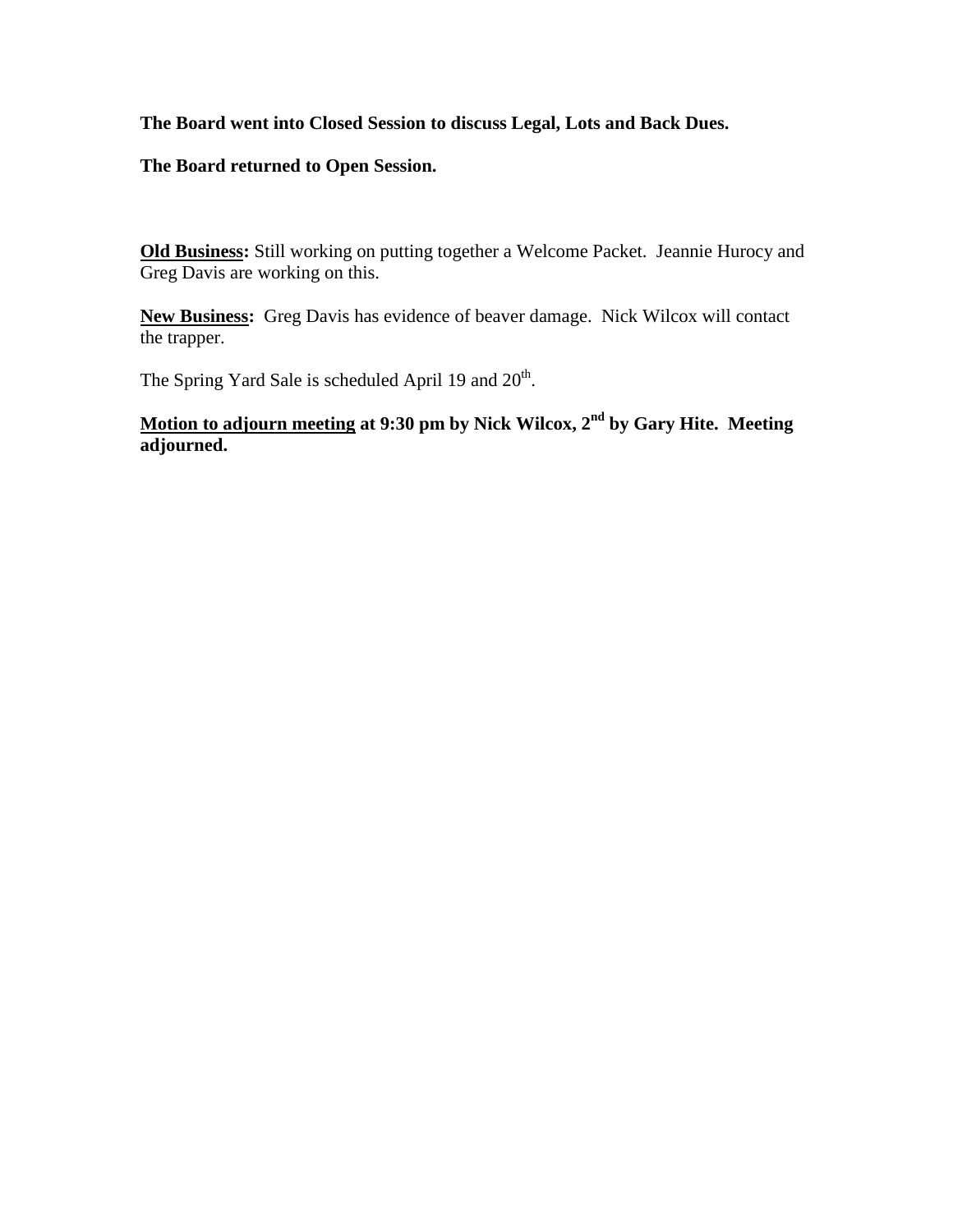**The Board went into Closed Session to discuss Legal, Lots and Back Dues.**

**The Board returned to Open Session.**

**Old Business:** Still working on putting together a Welcome Packet. Jeannie Hurocy and Greg Davis are working on this.

**New Business:** Greg Davis has evidence of beaver damage. Nick Wilcox will contact the trapper.

The Spring Yard Sale is scheduled April 19 and 20th.

**Motion to adjourn meeting at 9:30 pm by Nick Wilcox, 2nd by Gary Hite. Meeting adjourned.**